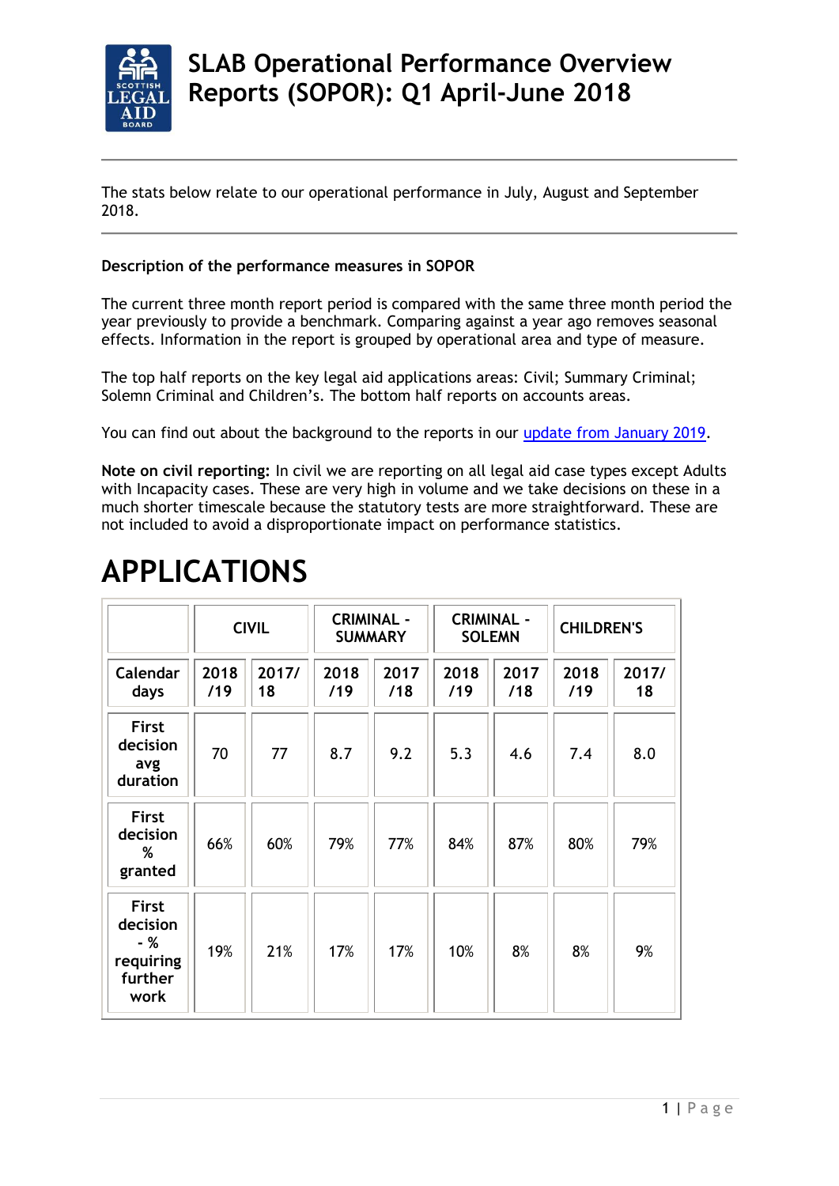# SLAB Operational Performance Overview Reports (SOPOR): Q1 April-June 2018

The stats below relate to our operational performance in July, August and September 2018.

**Description of the performance measures in SOPOR**

The current three month report period is compared with the same three month period the year previously to provide a benchmark. Comparing against a year ago removes seasonal effects. Information in the report is grouped by operational area and type of measure.

The top half reports on the key legal aid applications areas: Civil; Summary Criminal; Solemn Criminal and Children's. The bottom half reports on accounts areas.

You can find out about the background to the reports in our update from January 2019.

**Note on civil reporting:** In civil we are reporting on all legal aid case types except Adults with Incapacity cases. These are very high in volume and we take decisions on these in a much shorter timescale because the statutory tests are more straightforward. These are not included to avoid a disproportionate impact on performance statistics.

# APPLICATIONS

| | CIVIL | | CRIMINAL - SUMMARY | | CRIMINAL - SOLEMN | | CHILDREN'S | |
|---|---|---|---|---|---|---|---|---|
| Calendar days | 2018/19 | 2017/18 | 2018/19 | 2017/18 | 2018/19 | 2017/18 | 2018/19 | 2017/18 |
| First decision avg duration | 70 | 77 | 8.7 | 9.2 | 5.3 | 4.6 | 7.4 | 8.0 |
| First decision % granted | 66% | 60% | 79% | 77% | 84% | 87% | 80% | 79% |
| First decision - % requiring further work | 19% | 21% | 17% | 17% | 10% | 8% | 8% | 9% |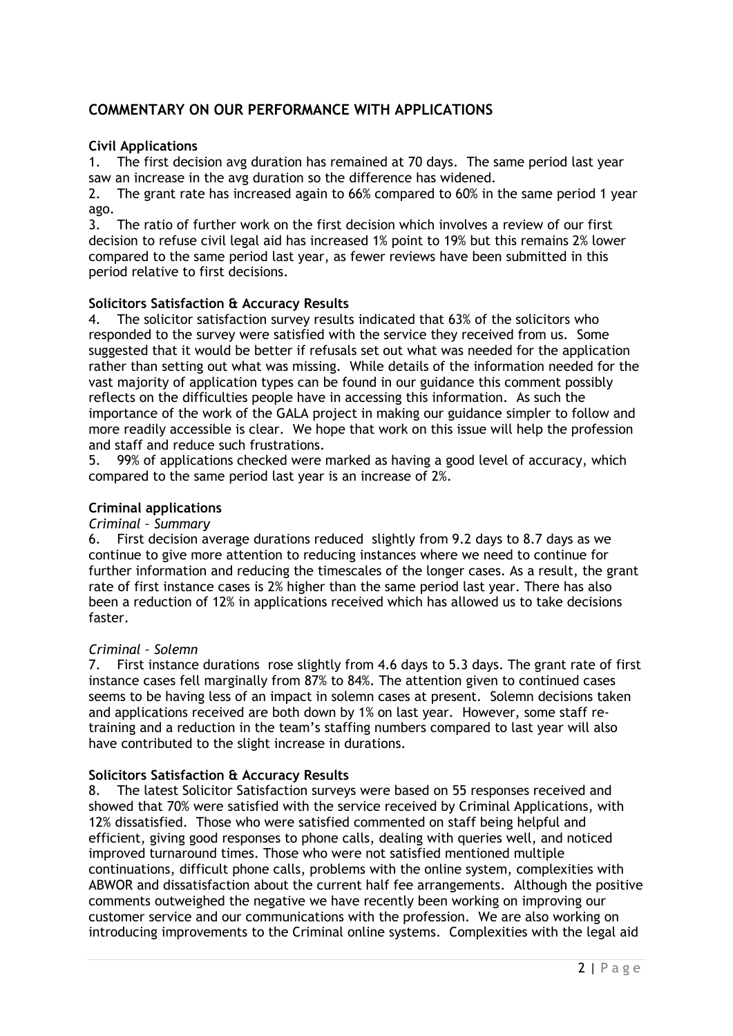## COMMENTARY ON OUR PERFORMANCE WITH APPLICATIONS

**Civil Applications**

1. The first decision avg duration has remained at 70 days. The same period last year saw an increase in the avg duration so the difference has widened.
2. The grant rate has increased again to 66% compared to 60% in the same period 1 year ago.
3. The ratio of further work on the first decision which involves a review of our first decision to refuse civil legal aid has increased 1% point to 19% but this remains 2% lower compared to the same period last year, as fewer reviews have been submitted in this period relative to first decisions.

**Solicitors Satisfaction & Accuracy Results**

4. The solicitor satisfaction survey results indicated that 63% of the solicitors who responded to the survey were satisfied with the service they received from us. Some suggested that it would be better if refusals set out what was needed for the application rather than setting out what was missing. While details of the information needed for the vast majority of application types can be found in our guidance this comment possibly reflects on the difficulties people have in accessing this information. As such the importance of the work of the GALA project in making our guidance simpler to follow and more readily accessible is clear. We hope that work on this issue will help the profession and staff and reduce such frustrations.
5. 99% of applications checked were marked as having a good level of accuracy, which compared to the same period last year is an increase of 2%.

**Criminal applications**

*Criminal – Summary*

6. First decision average durations reduced slightly from 9.2 days to 8.7 days as we continue to give more attention to reducing instances where we need to continue for further information and reducing the timescales of the longer cases. As a result, the grant rate of first instance cases is 2% higher than the same period last year. There has also been a reduction of 12% in applications received which has allowed us to take decisions faster.

*Criminal – Solemn*

7. First instance durations rose slightly from 4.6 days to 5.3 days. The grant rate of first instance cases fell marginally from 87% to 84%. The attention given to continued cases seems to be having less of an impact in solemn cases at present. Solemn decisions taken and applications received are both down by 1% on last year. However, some staff re-training and a reduction in the team's staffing numbers compared to last year will also have contributed to the slight increase in durations.

**Solicitors Satisfaction & Accuracy Results**

8. The latest Solicitor Satisfaction surveys were based on 55 responses received and showed that 70% were satisfied with the service received by Criminal Applications, with 12% dissatisfied. Those who were satisfied commented on staff being helpful and efficient, giving good responses to phone calls, dealing with queries well, and noticed improved turnaround times. Those who were not satisfied mentioned multiple continuations, difficult phone calls, problems with the online system, complexities with ABWOR and dissatisfaction about the current half fee arrangements. Although the positive comments outweighed the negative we have recently been working on improving our customer service and our communications with the profession. We are also working on introducing improvements to the Criminal online systems. Complexities with the legal aid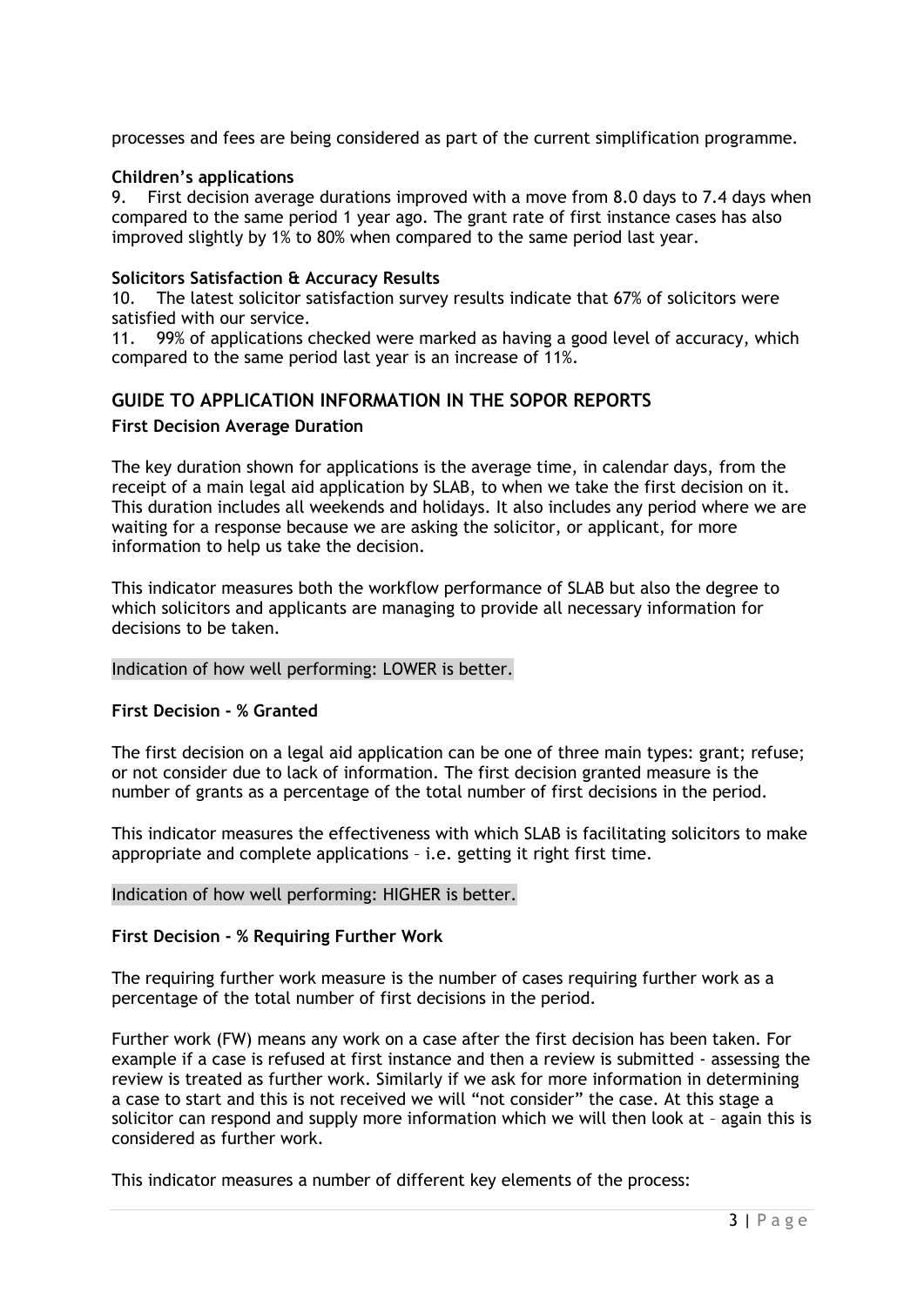processes and fees are being considered as part of the current simplification programme.

**Children's applications**

9. First decision average durations improved with a move from 8.0 days to 7.4 days when compared to the same period 1 year ago. The grant rate of first instance cases has also improved slightly by 1% to 80% when compared to the same period last year.

**Solicitors Satisfaction & Accuracy Results**

10. The latest solicitor satisfaction survey results indicate that 67% of solicitors were satisfied with our service.

11. 99% of applications checked were marked as having a good level of accuracy, which compared to the same period last year is an increase of 11%.

## GUIDE TO APPLICATION INFORMATION IN THE SOPOR REPORTS

**First Decision Average Duration**

The key duration shown for applications is the average time, in calendar days, from the receipt of a main legal aid application by SLAB, to when we take the first decision on it. This duration includes all weekends and holidays. It also includes any period where we are waiting for a response because we are asking the solicitor, or applicant, for more information to help us take the decision.

This indicator measures both the workflow performance of SLAB but also the degree to which solicitors and applicants are managing to provide all necessary information for decisions to be taken.

Indication of how well performing: LOWER is better.

**First Decision - % Granted**

The first decision on a legal aid application can be one of three main types: grant; refuse; or not consider due to lack of information. The first decision granted measure is the number of grants as a percentage of the total number of first decisions in the period.

This indicator measures the effectiveness with which SLAB is facilitating solicitors to make appropriate and complete applications – i.e. getting it right first time.

Indication of how well performing: HIGHER is better.

**First Decision - % Requiring Further Work**

The requiring further work measure is the number of cases requiring further work as a percentage of the total number of first decisions in the period.

Further work (FW) means any work on a case after the first decision has been taken. For example if a case is refused at first instance and then a review is submitted - assessing the review is treated as further work. Similarly if we ask for more information in determining a case to start and this is not received we will "not consider" the case. At this stage a solicitor can respond and supply more information which we will then look at – again this is considered as further work.

This indicator measures a number of different key elements of the process: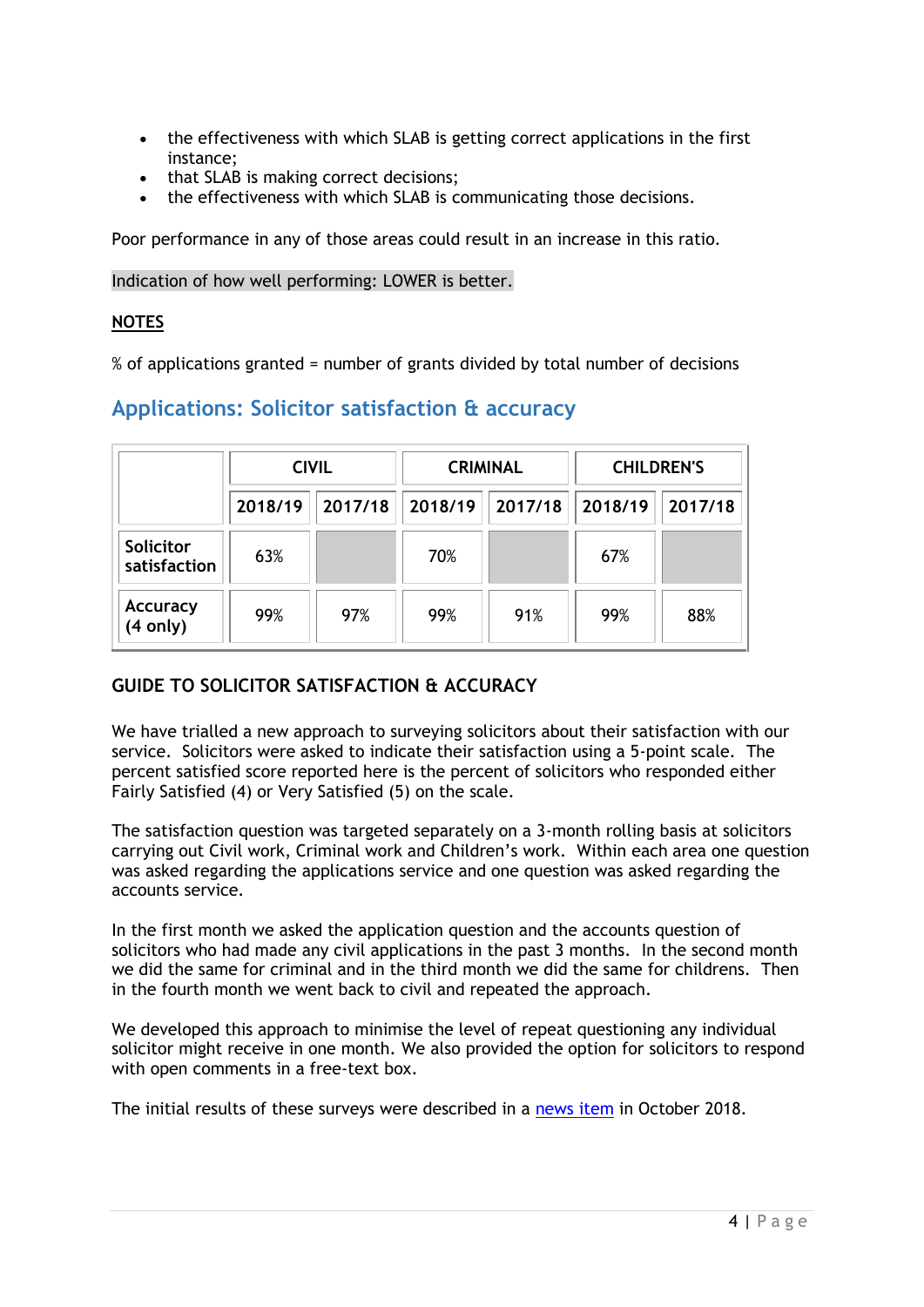- the effectiveness with which SLAB is getting correct applications in the first instance;
- that SLAB is making correct decisions;
- the effectiveness with which SLAB is communicating those decisions.

Poor performance in any of those areas could result in an increase in this ratio.

Indication of how well performing: LOWER is better.

**NOTES**

% of applications granted = number of grants divided by total number of decisions

## Applications: Solicitor satisfaction & accuracy

| | CIVIL | | CRIMINAL | | CHILDREN'S | |
|---|---|---|---|---|---|---|
| | 2018/19 | 2017/18 | 2018/19 | 2017/18 | 2018/19 | 2017/18 |
| Solicitor satisfaction | 63% | | 70% | | 67% | |
| Accuracy (4 only) | 99% | 97% | 99% | 91% | 99% | 88% |

### GUIDE TO SOLICITOR SATISFACTION & ACCURACY

We have trialled a new approach to surveying solicitors about their satisfaction with our service. Solicitors were asked to indicate their satisfaction using a 5-point scale. The percent satisfied score reported here is the percent of solicitors who responded either Fairly Satisfied (4) or Very Satisfied (5) on the scale.

The satisfaction question was targeted separately on a 3-month rolling basis at solicitors carrying out Civil work, Criminal work and Children's work. Within each area one question was asked regarding the applications service and one question was asked regarding the accounts service.

In the first month we asked the application question and the accounts question of solicitors who had made any civil applications in the past 3 months. In the second month we did the same for criminal and in the third month we did the same for childrens. Then in the fourth month we went back to civil and repeated the approach.

We developed this approach to minimise the level of repeat questioning any individual solicitor might receive in one month. We also provided the option for solicitors to respond with open comments in a free-text box.

The initial results of these surveys were described in a news item in October 2018.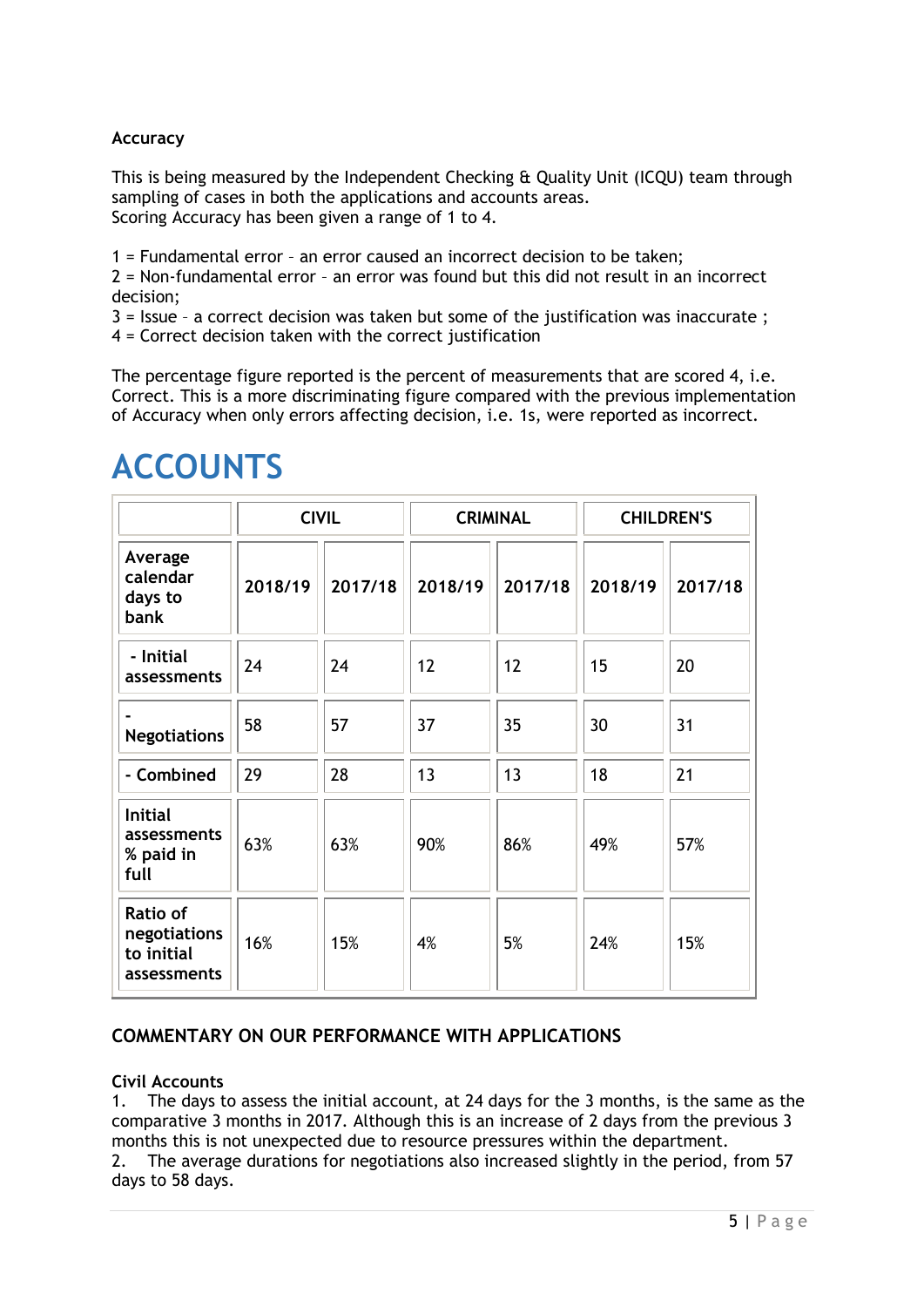**Accuracy**

This is being measured by the Independent Checking & Quality Unit (ICQU) team through sampling of cases in both the applications and accounts areas.
Scoring Accuracy has been given a range of 1 to 4.

1 = Fundamental error – an error caused an incorrect decision to be taken;
2 = Non-fundamental error – an error was found but this did not result in an incorrect decision;
3 = Issue – a correct decision was taken but some of the justification was inaccurate ;
4 = Correct decision taken with the correct justification

The percentage figure reported is the percent of measurements that are scored 4, i.e. Correct. This is a more discriminating figure compared with the previous implementation of Accuracy when only errors affecting decision, i.e. 1s, were reported as incorrect.

# ACCOUNTS

| | CIVIL | | CRIMINAL | | CHILDREN'S | |
|---|---|---|---|---|---|---|
| **Average calendar days to bank** | **2018/19** | **2017/18** | **2018/19** | **2017/18** | **2018/19** | **2017/18** |
| **- Initial assessments** | 24 | 24 | 12 | 12 | 15 | 20 |
| **- Negotiations** | 58 | 57 | 37 | 35 | 30 | 31 |
| **- Combined** | 29 | 28 | 13 | 13 | 18 | 21 |
| **Initial assessments % paid in full** | 63% | 63% | 90% | 86% | 49% | 57% |
| **Ratio of negotiations to initial assessments** | 16% | 15% | 4% | 5% | 24% | 15% |

## COMMENTARY ON OUR PERFORMANCE WITH APPLICATIONS

**Civil Accounts**

1. The days to assess the initial account, at 24 days for the 3 months, is the same as the comparative 3 months in 2017. Although this is an increase of 2 days from the previous 3 months this is not unexpected due to resource pressures within the department.
2. The average durations for negotiations also increased slightly in the period, from 57 days to 58 days.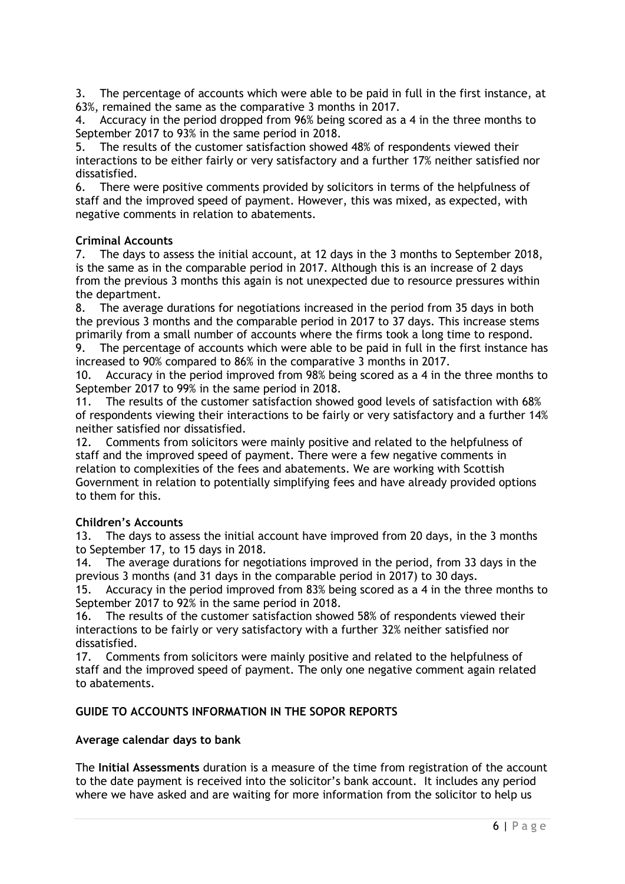3. The percentage of accounts which were able to be paid in full in the first instance, at 63%, remained the same as the comparative 3 months in 2017.
4. Accuracy in the period dropped from 96% being scored as a 4 in the three months to September 2017 to 93% in the same period in 2018.
5. The results of the customer satisfaction showed 48% of respondents viewed their interactions to be either fairly or very satisfactory and a further 17% neither satisfied nor dissatisfied.
6. There were positive comments provided by solicitors in terms of the helpfulness of staff and the improved speed of payment. However, this was mixed, as expected, with negative comments in relation to abatements.

**Criminal Accounts**

7. The days to assess the initial account, at 12 days in the 3 months to September 2018, is the same as in the comparable period in 2017. Although this is an increase of 2 days from the previous 3 months this again is not unexpected due to resource pressures within the department.
8. The average durations for negotiations increased in the period from 35 days in both the previous 3 months and the comparable period in 2017 to 37 days. This increase stems primarily from a small number of accounts where the firms took a long time to respond.
9. The percentage of accounts which were able to be paid in full in the first instance has increased to 90% compared to 86% in the comparative 3 months in 2017.
10. Accuracy in the period improved from 98% being scored as a 4 in the three months to September 2017 to 99% in the same period in 2018.
11. The results of the customer satisfaction showed good levels of satisfaction with 68% of respondents viewing their interactions to be fairly or very satisfactory and a further 14% neither satisfied nor dissatisfied.
12. Comments from solicitors were mainly positive and related to the helpfulness of staff and the improved speed of payment. There were a few negative comments in relation to complexities of the fees and abatements. We are working with Scottish Government in relation to potentially simplifying fees and have already provided options to them for this.

**Children's Accounts**

13. The days to assess the initial account have improved from 20 days, in the 3 months to September 17, to 15 days in 2018.
14. The average durations for negotiations improved in the period, from 33 days in the previous 3 months (and 31 days in the comparable period in 2017) to 30 days.
15. Accuracy in the period improved from 83% being scored as a 4 in the three months to September 2017 to 92% in the same period in 2018.
16. The results of the customer satisfaction showed 58% of respondents viewed their interactions to be fairly or very satisfactory with a further 32% neither satisfied nor dissatisfied.
17. Comments from solicitors were mainly positive and related to the helpfulness of staff and the improved speed of payment. The only one negative comment again related to abatements.

## GUIDE TO ACCOUNTS INFORMATION IN THE SOPOR REPORTS

**Average calendar days to bank**

The **Initial Assessments** duration is a measure of the time from registration of the account to the date payment is received into the solicitor's bank account. It includes any period where we have asked and are waiting for more information from the solicitor to help us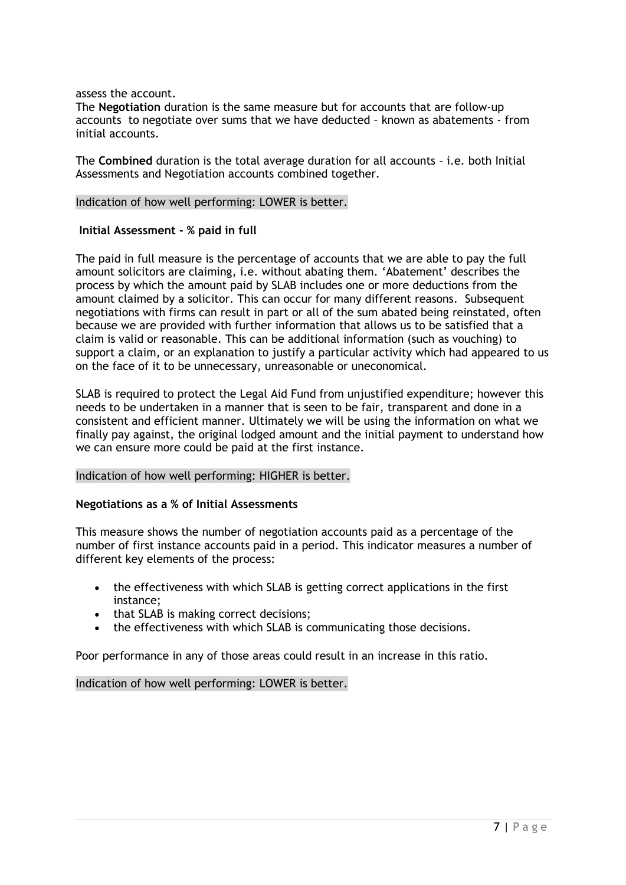assess the account.

The **Negotiation** duration is the same measure but for accounts that are follow-up accounts to negotiate over sums that we have deducted – known as abatements - from initial accounts.

The **Combined** duration is the total average duration for all accounts – i.e. both Initial Assessments and Negotiation accounts combined together.

Indication of how well performing: LOWER is better.

**Initial Assessment - % paid in full**

The paid in full measure is the percentage of accounts that we are able to pay the full amount solicitors are claiming, i.e. without abating them. 'Abatement' describes the process by which the amount paid by SLAB includes one or more deductions from the amount claimed by a solicitor. This can occur for many different reasons. Subsequent negotiations with firms can result in part or all of the sum abated being reinstated, often because we are provided with further information that allows us to be satisfied that a claim is valid or reasonable. This can be additional information (such as vouching) to support a claim, or an explanation to justify a particular activity which had appeared to us on the face of it to be unnecessary, unreasonable or uneconomical.

SLAB is required to protect the Legal Aid Fund from unjustified expenditure; however this needs to be undertaken in a manner that is seen to be fair, transparent and done in a consistent and efficient manner. Ultimately we will be using the information on what we finally pay against, the original lodged amount and the initial payment to understand how we can ensure more could be paid at the first instance.

Indication of how well performing: HIGHER is better.

**Negotiations as a % of Initial Assessments**

This measure shows the number of negotiation accounts paid as a percentage of the number of first instance accounts paid in a period. This indicator measures a number of different key elements of the process:

- the effectiveness with which SLAB is getting correct applications in the first instance;
- that SLAB is making correct decisions;
- the effectiveness with which SLAB is communicating those decisions.

Poor performance in any of those areas could result in an increase in this ratio.

Indication of how well performing: LOWER is better.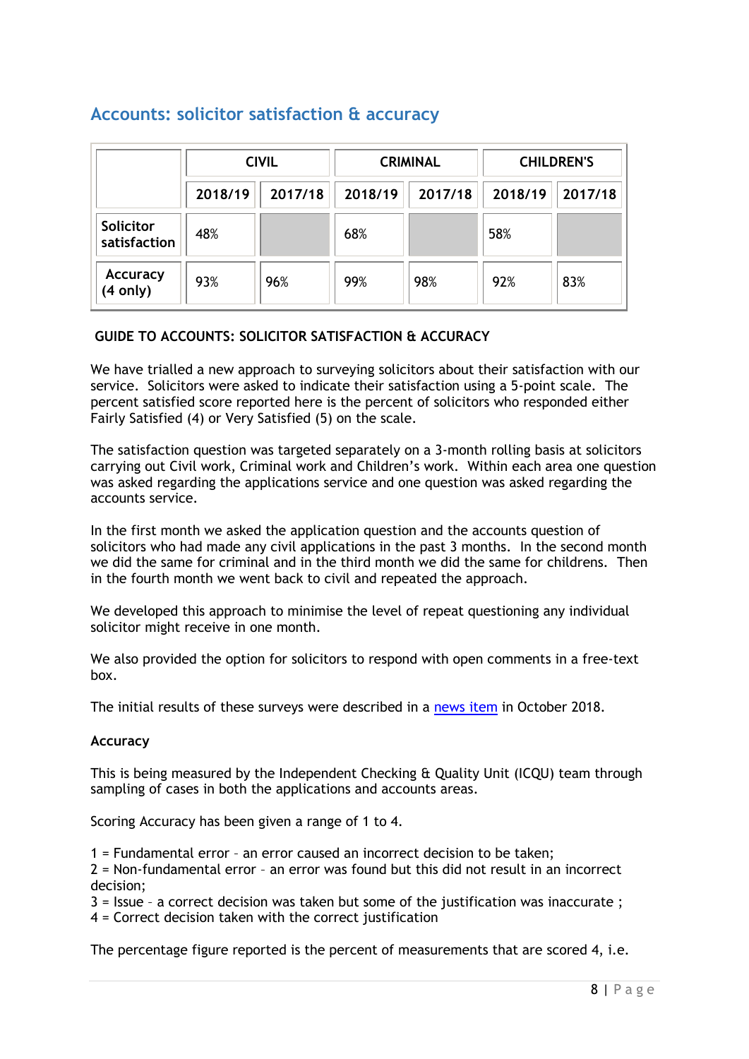## Accounts: solicitor satisfaction & accuracy

| | CIVIL | | CRIMINAL | | CHILDREN'S | |
|---|---|---|---|---|---|---|
| | 2018/19 | 2017/18 | 2018/19 | 2017/18 | 2018/19 | 2017/18 |
| Solicitor satisfaction | 48% | | 68% | | 58% | |
| Accuracy (4 only) | 93% | 96% | 99% | 98% | 92% | 83% |

**GUIDE TO ACCOUNTS: SOLICITOR SATISFACTION & ACCURACY**

We have trialled a new approach to surveying solicitors about their satisfaction with our service. Solicitors were asked to indicate their satisfaction using a 5-point scale. The percent satisfied score reported here is the percent of solicitors who responded either Fairly Satisfied (4) or Very Satisfied (5) on the scale.

The satisfaction question was targeted separately on a 3-month rolling basis at solicitors carrying out Civil work, Criminal work and Children's work. Within each area one question was asked regarding the applications service and one question was asked regarding the accounts service.

In the first month we asked the application question and the accounts question of solicitors who had made any civil applications in the past 3 months. In the second month we did the same for criminal and in the third month we did the same for childrens. Then in the fourth month we went back to civil and repeated the approach.

We developed this approach to minimise the level of repeat questioning any individual solicitor might receive in one month.

We also provided the option for solicitors to respond with open comments in a free-text box.

The initial results of these surveys were described in a news item in October 2018.

**Accuracy**

This is being measured by the Independent Checking & Quality Unit (ICQU) team through sampling of cases in both the applications and accounts areas.

Scoring Accuracy has been given a range of 1 to 4.

1 = Fundamental error – an error caused an incorrect decision to be taken;
2 = Non-fundamental error – an error was found but this did not result in an incorrect decision;
3 = Issue – a correct decision was taken but some of the justification was inaccurate ;
4 = Correct decision taken with the correct justification

The percentage figure reported is the percent of measurements that are scored 4, i.e.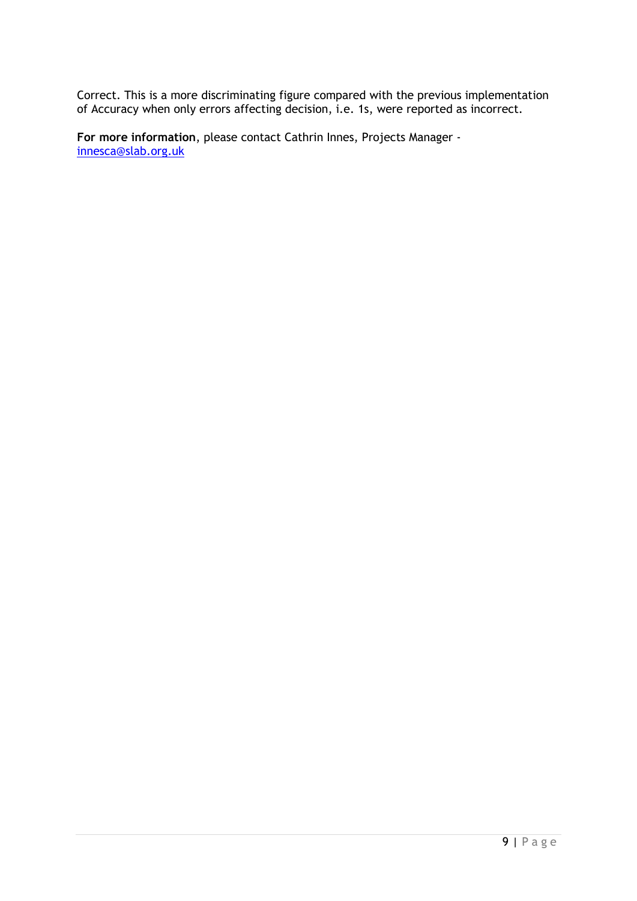Correct. This is a more discriminating figure compared with the previous implementation of Accuracy when only errors affecting decision, i.e. 1s, were reported as incorrect.

**For more information**, please contact Cathrin Innes, Projects Manager - innesca@slab.org.uk